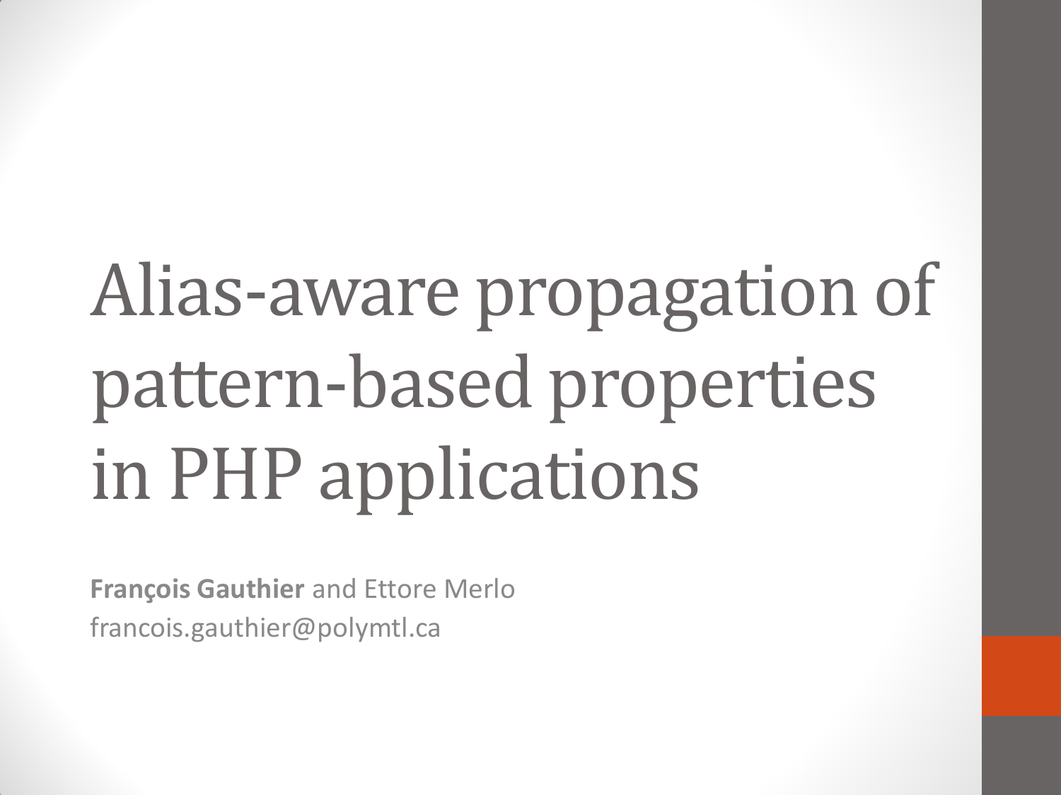# Alias-aware propagation of pattern-based properties in PHP applications

**François Gauthier** and Ettore Merlo
francois.gauthier@polymtl.ca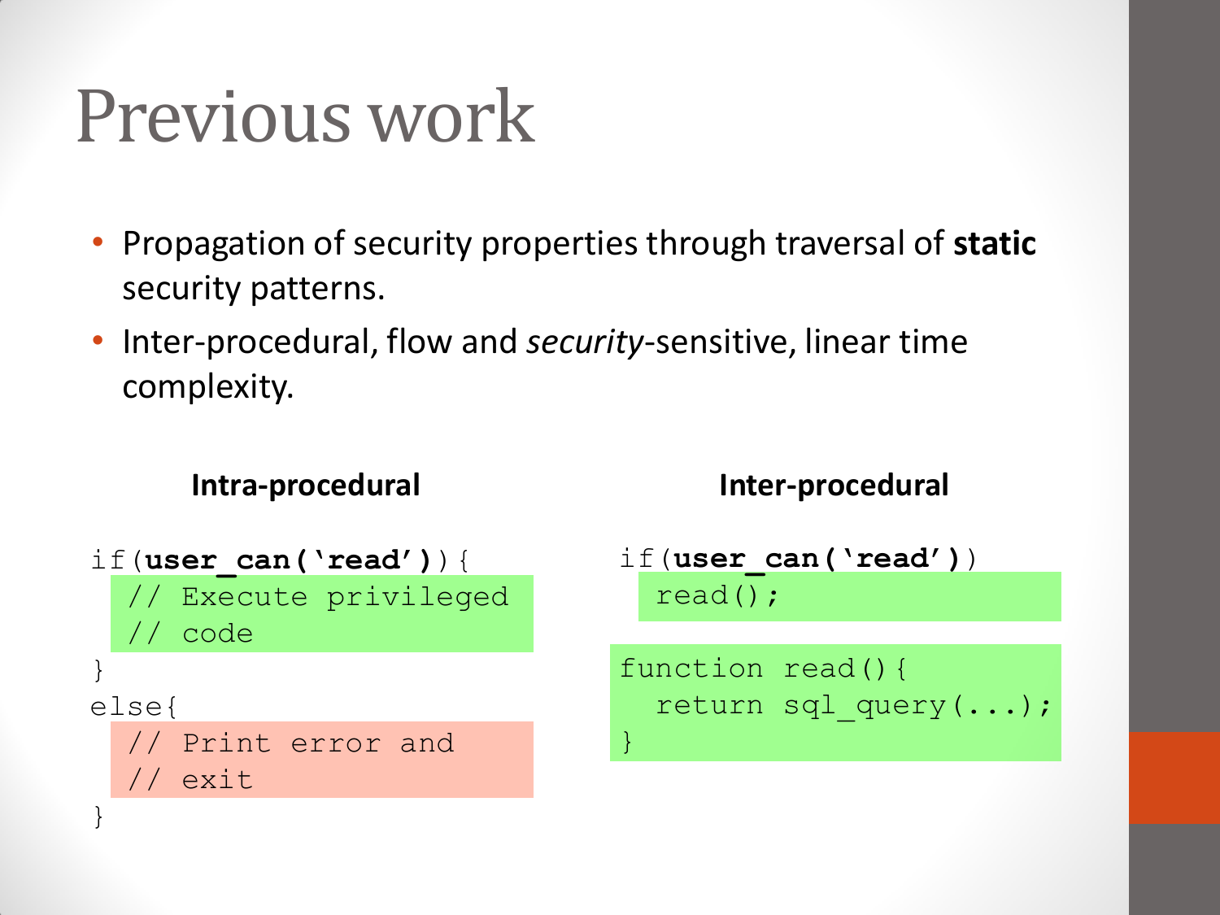# Previous work

- Propagation of security properties through traversal of **static** security patterns.
- Inter-procedural, flow and *security*-sensitive, linear time complexity.

**Intra-procedural**

```
if(user_can('read')){
  // Execute privileged
  // code
}
else{
  // Print error and
  // exit
}
```

**Inter-procedural**

```
if(user_can('read'))
  read();

function read(){
  return sql_query(...);
}
```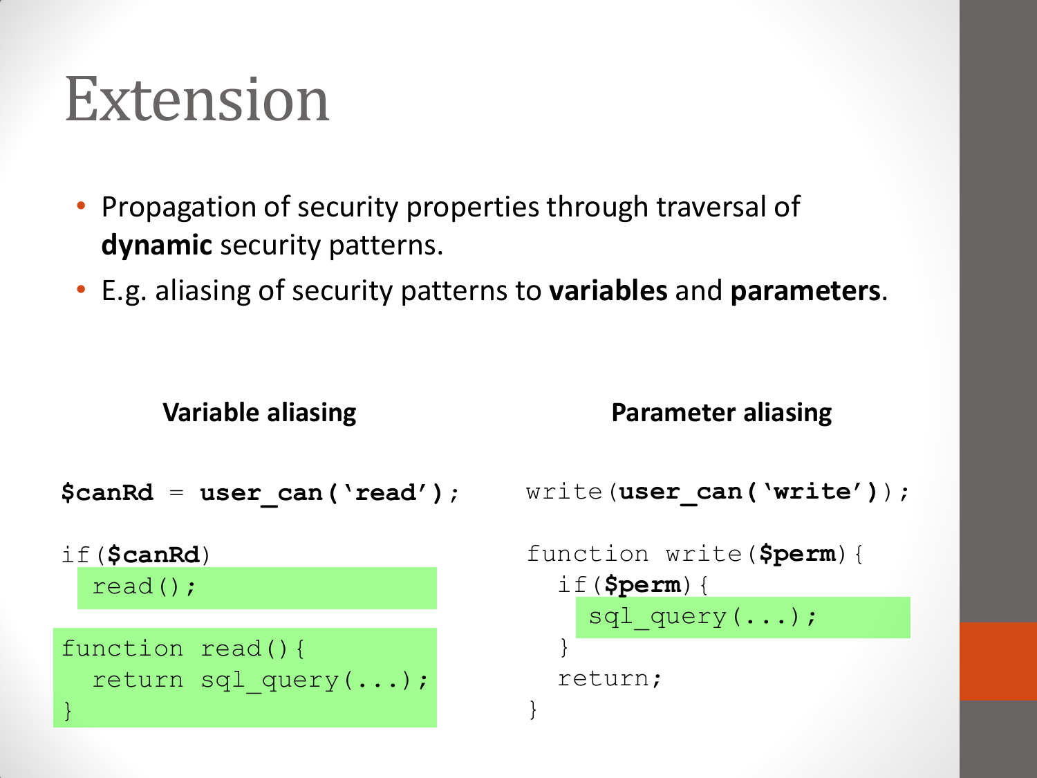# Extension

- Propagation of security properties through traversal of **dynamic** security patterns.
- E.g. aliasing of security patterns to **variables** and **parameters**.

**Variable aliasing**

```
$canRd = user_can('read');

if($canRd)
  read();

function read(){
  return sql_query(...);
}
```

**Parameter aliasing**

```
write(user_can('write'));

function write($perm){
  if($perm){
    sql_query(...);
  }
  return;
}
```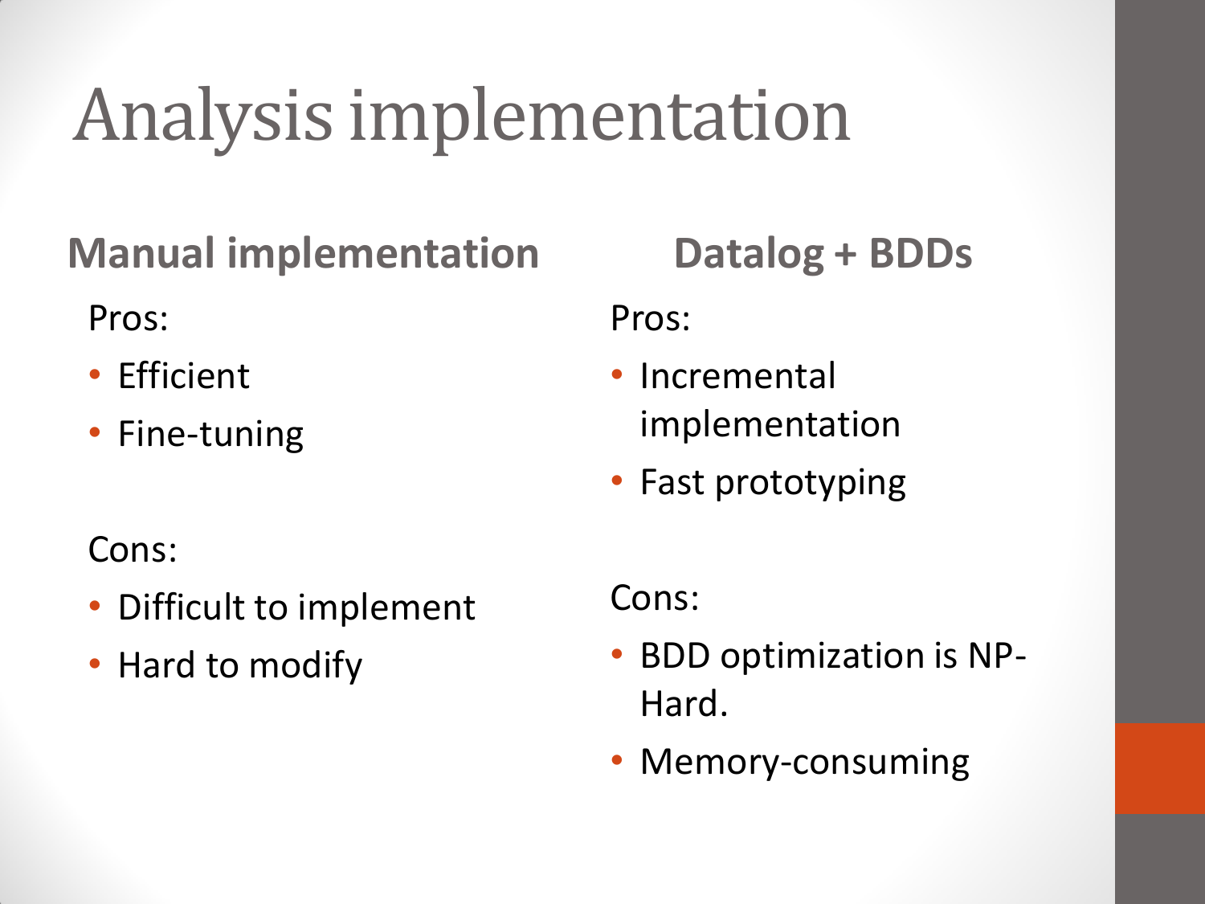# Analysis implementation

## Manual implementation

Pros:

- Efficient
- Fine-tuning

Cons:

- Difficult to implement
- Hard to modify

## Datalog + BDDs

Pros:

- Incremental implementation
- Fast prototyping

Cons:

- BDD optimization is NP-Hard.
- Memory-consuming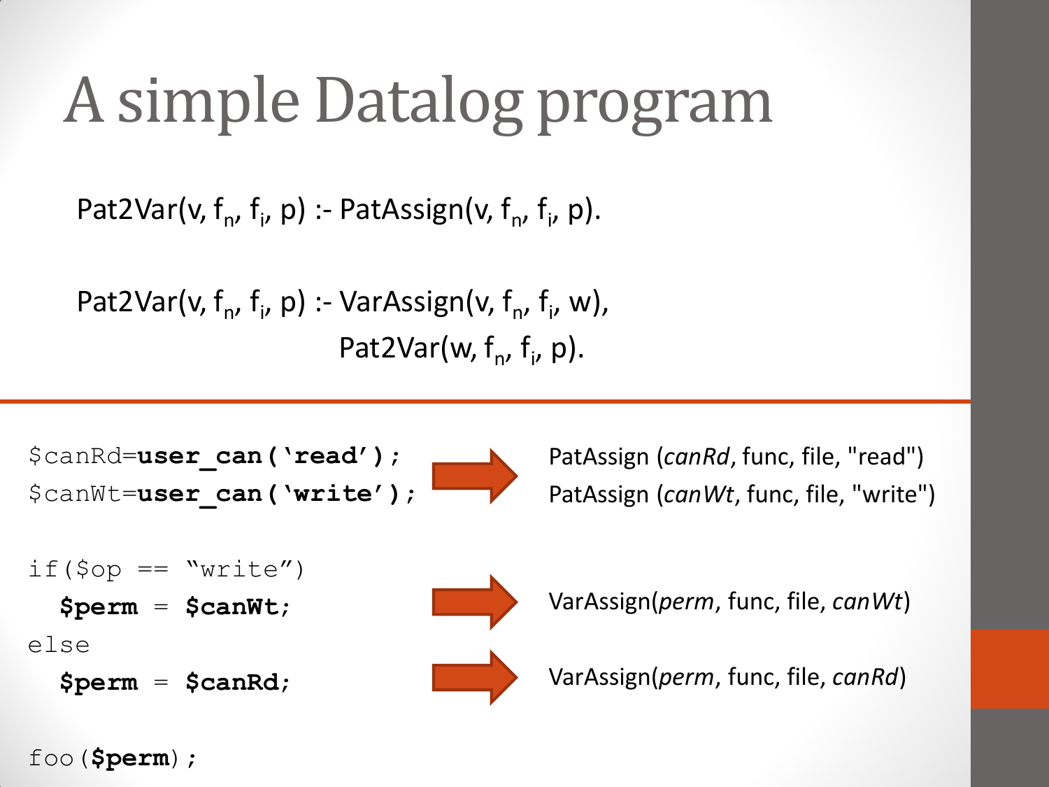# A simple Datalog program

Pat2Var(v, $f_n$, $f_i$, p) :- PatAssign(v, $f_n$, $f_i$, p).

Pat2Var(v, $f_n$, $f_i$, p) :- VarAssign(v, $f_n$, $f_i$, w),
Pat2Var(w, $f_n$, $f_i$, p).

```
$canRd=user_can('read');
$canWt=user_can('write');
```

→ PatAssign (*canRd*, func, file, "read")
PatAssign (*canWt*, func, file, "write")

```
if($op == "write")
  $perm = $canWt;
```

→ VarAssign(*perm*, func, file, *canWt*)

```
else
  $perm = $canRd;
```

→ VarAssign(*perm*, func, file, *canRd*)

```
foo($perm);
```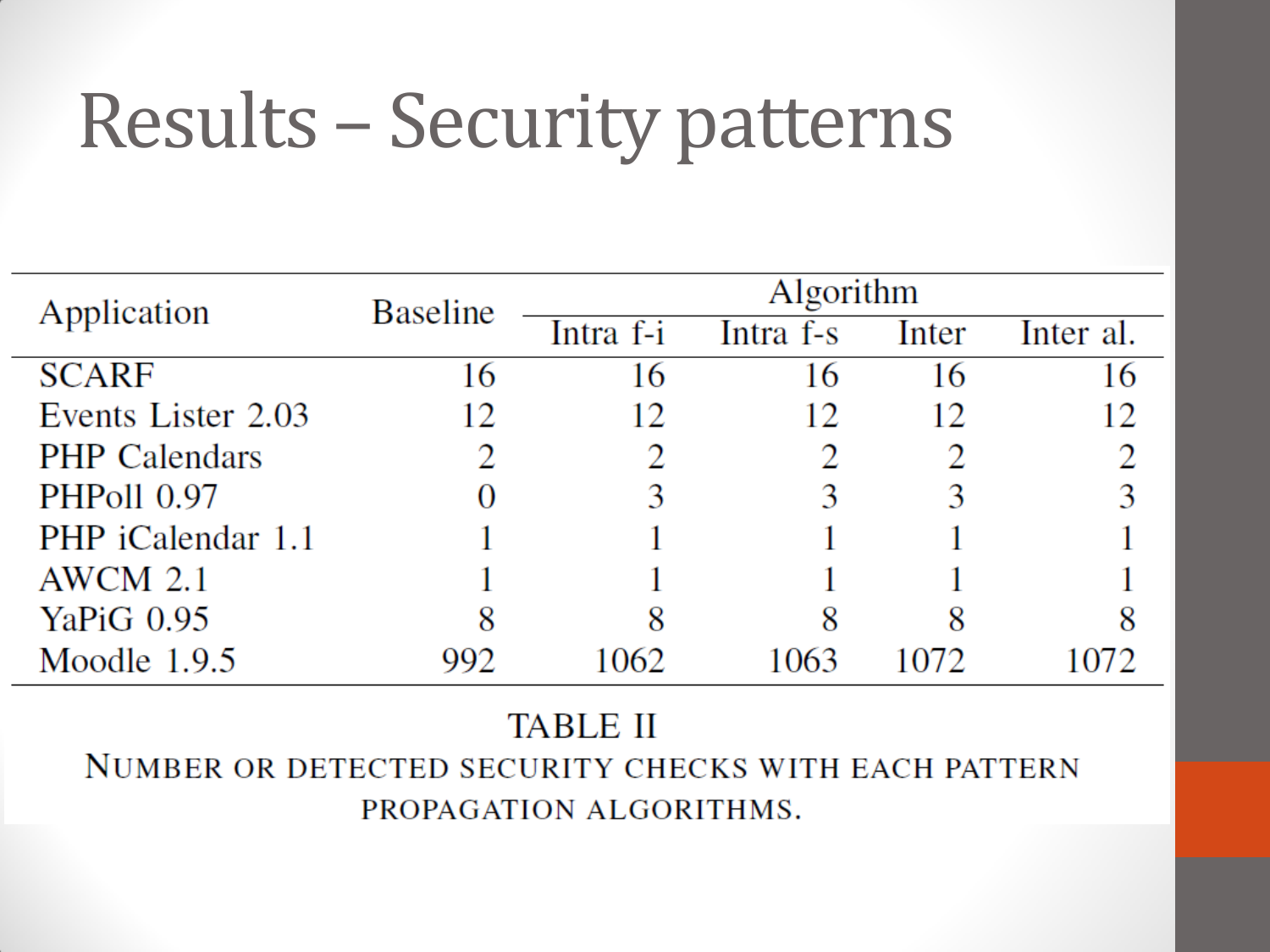# Results – Security patterns

| Application | Baseline | Algorithm | | | |
|---|---|---|---|---|---|
| | | Intra f-i | Intra f-s | Inter | Inter al. |
| SCARF | 16 | 16 | 16 | 16 | 16 |
| Events Lister 2.03 | 12 | 12 | 12 | 12 | 12 |
| PHP Calendars | 2 | 2 | 2 | 2 | 2 |
| PHPoll 0.97 | 0 | 3 | 3 | 3 | 3 |
| PHP iCalendar 1.1 | 1 | 1 | 1 | 1 | 1 |
| AWCM 2.1 | 1 | 1 | 1 | 1 | 1 |
| YaPiG 0.95 | 8 | 8 | 8 | 8 | 8 |
| Moodle 1.9.5 | 992 | 1062 | 1063 | 1072 | 1072 |

TABLE II

NUMBER OR DETECTED SECURITY CHECKS WITH EACH PATTERN PROPAGATION ALGORITHMS.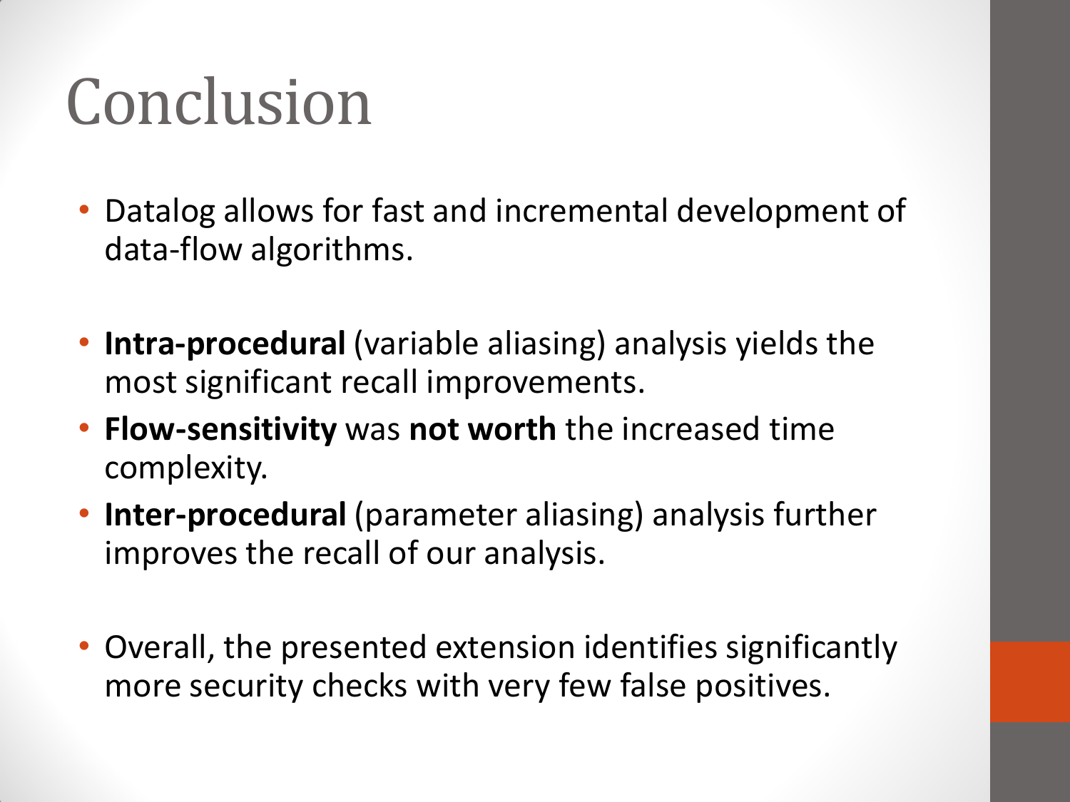# Conclusion

- Datalog allows for fast and incremental development of data-flow algorithms.

- **Intra-procedural** (variable aliasing) analysis yields the most significant recall improvements.
- **Flow-sensitivity** was **not worth** the increased time complexity.
- **Inter-procedural** (parameter aliasing) analysis further improves the recall of our analysis.

- Overall, the presented extension identifies significantly more security checks with very few false positives.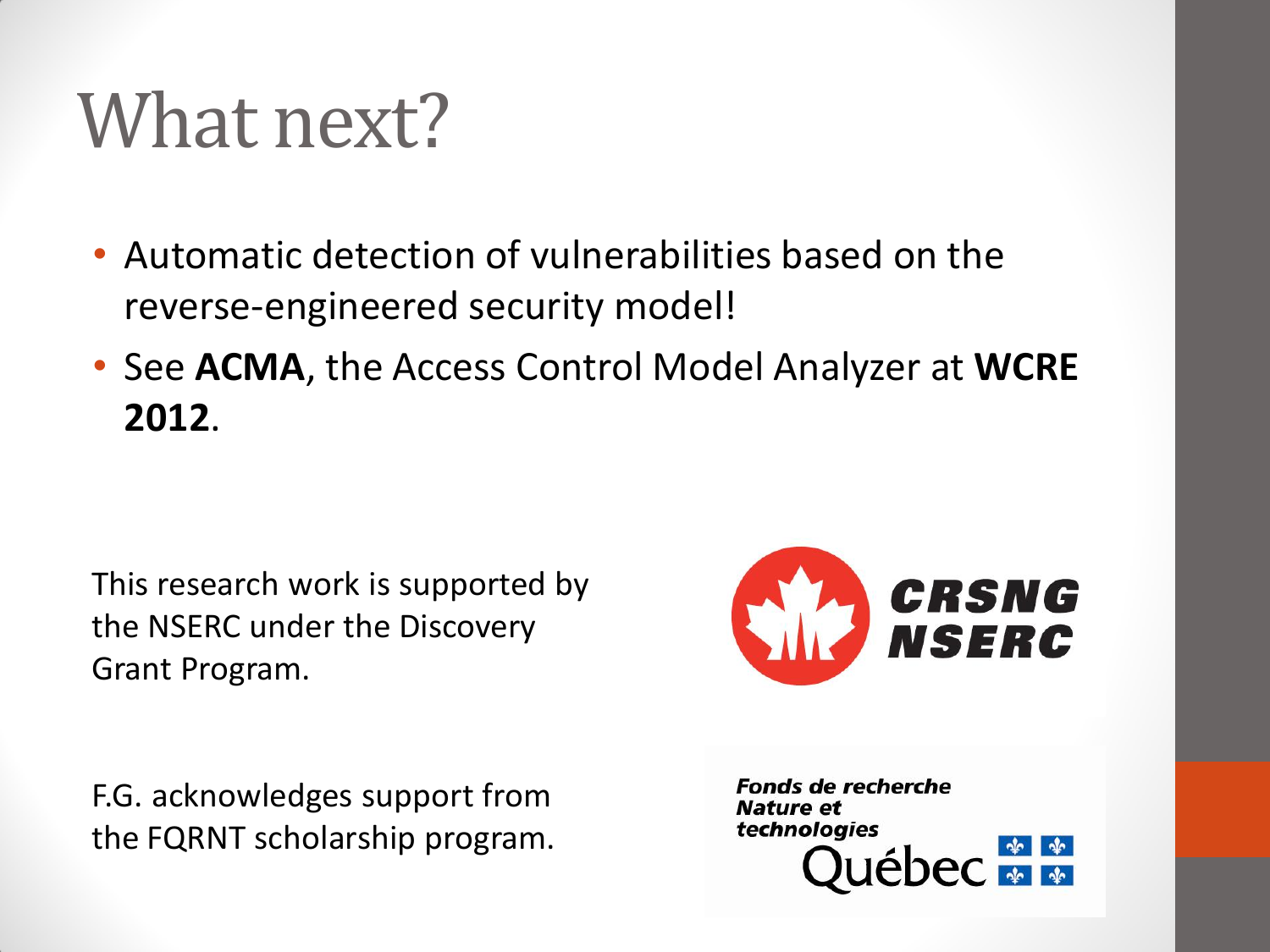# What next?

- Automatic detection of vulnerabilities based on the reverse-engineered security model!
- See **ACMA**, the Access Control Model Analyzer at **WCRE 2012**.

This research work is supported by the NSERC under the Discovery Grant Program.

CRSNG NSERC

F.G. acknowledges support from the FQRNT scholarship program.

*Fonds de recherche Nature et technologies*

Québec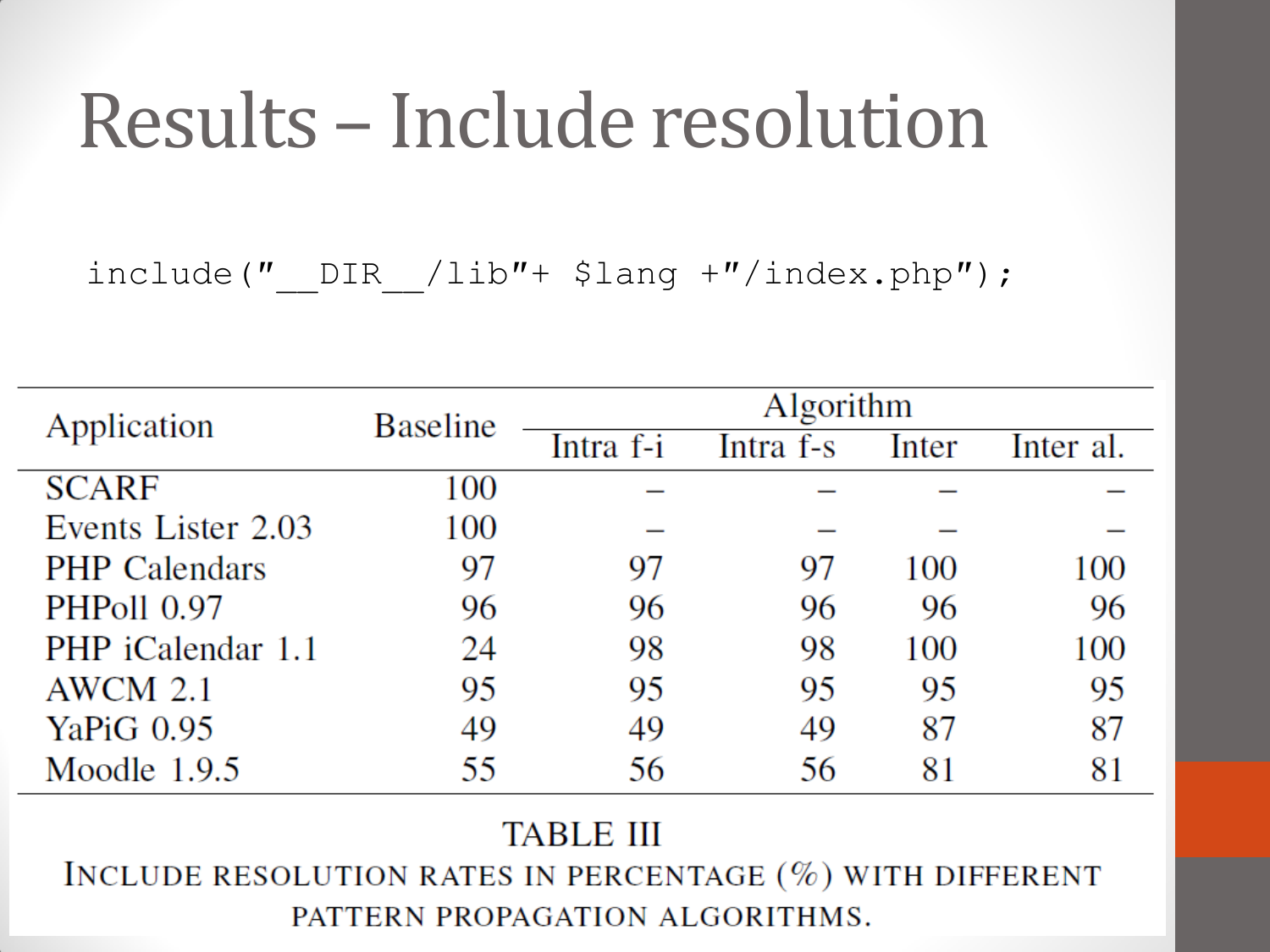# Results – Include resolution

```
include("__DIR__/lib"+ $lang +"/index.php");
```

| Application | Baseline | Algorithm | | | |
|---|---|---|---|---|---|
| | | Intra f-i | Intra f-s | Inter | Inter al. |
| SCARF | 100 | – | – | – | – |
| Events Lister 2.03 | 100 | – | – | – | – |
| PHP Calendars | 97 | 97 | 97 | 100 | 100 |
| PHPoll 0.97 | 96 | 96 | 96 | 96 | 96 |
| PHP iCalendar 1.1 | 24 | 98 | 98 | 100 | 100 |
| AWCM 2.1 | 95 | 95 | 95 | 95 | 95 |
| YaPiG 0.95 | 49 | 49 | 49 | 87 | 87 |
| Moodle 1.9.5 | 55 | 56 | 56 | 81 | 81 |

TABLE III

INCLUDE RESOLUTION RATES IN PERCENTAGE (%) WITH DIFFERENT PATTERN PROPAGATION ALGORITHMS.